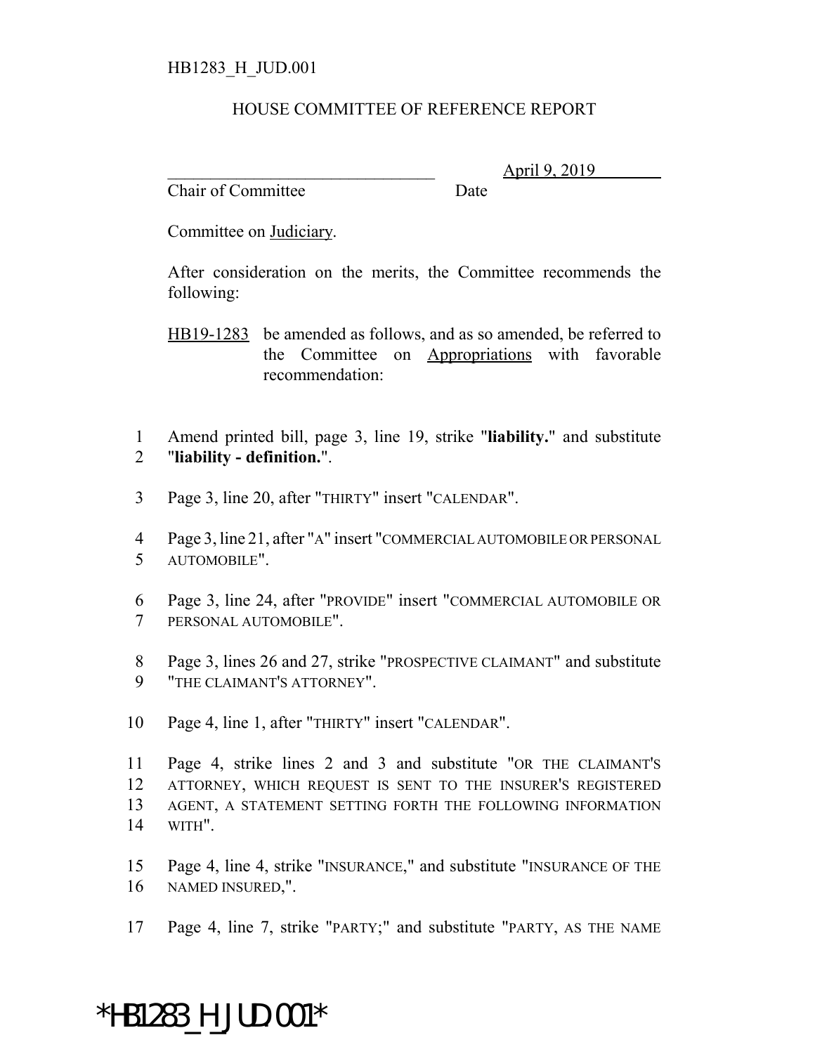HB1283_H_JUD.001

HOUSE COMMITTEE OF REFERENCE REPORT

_______________________________ April 9, 2019

Chair of Committee Date

Committee on Judiciary.

After consideration on the merits, the Committee recommends the following:

HB19-1283 be amended as follows, and as so amended, be referred to the Committee on Appropriations with favorable recommendation:

1 Amend printed bill, page 3, line 19, strike "**liability.**" and substitute
2 "**liability - definition.**".

3 Page 3, line 20, after "THIRTY" insert "CALENDAR".

4 Page 3, line 21, after "A" insert "COMMERCIAL AUTOMOBILE OR PERSONAL
5 AUTOMOBILE".

6 Page 3, line 24, after "PROVIDE" insert "COMMERCIAL AUTOMOBILE OR
7 PERSONAL AUTOMOBILE".

8 Page 3, lines 26 and 27, strike "PROSPECTIVE CLAIMANT" and substitute
9 "THE CLAIMANT'S ATTORNEY".

10 Page 4, line 1, after "THIRTY" insert "CALENDAR".

11 Page 4, strike lines 2 and 3 and substitute "OR THE CLAIMANT'S
12 ATTORNEY, WHICH REQUEST IS SENT TO THE INSURER'S REGISTERED
13 AGENT, A STATEMENT SETTING FORTH THE FOLLOWING INFORMATION
14 WITH".

15 Page 4, line 4, strike "INSURANCE," and substitute "INSURANCE OF THE
16 NAMED INSURED,".

17 Page 4, line 7, strike "PARTY;" and substitute "PARTY, AS THE NAME

*HB1283_H_JUD.001*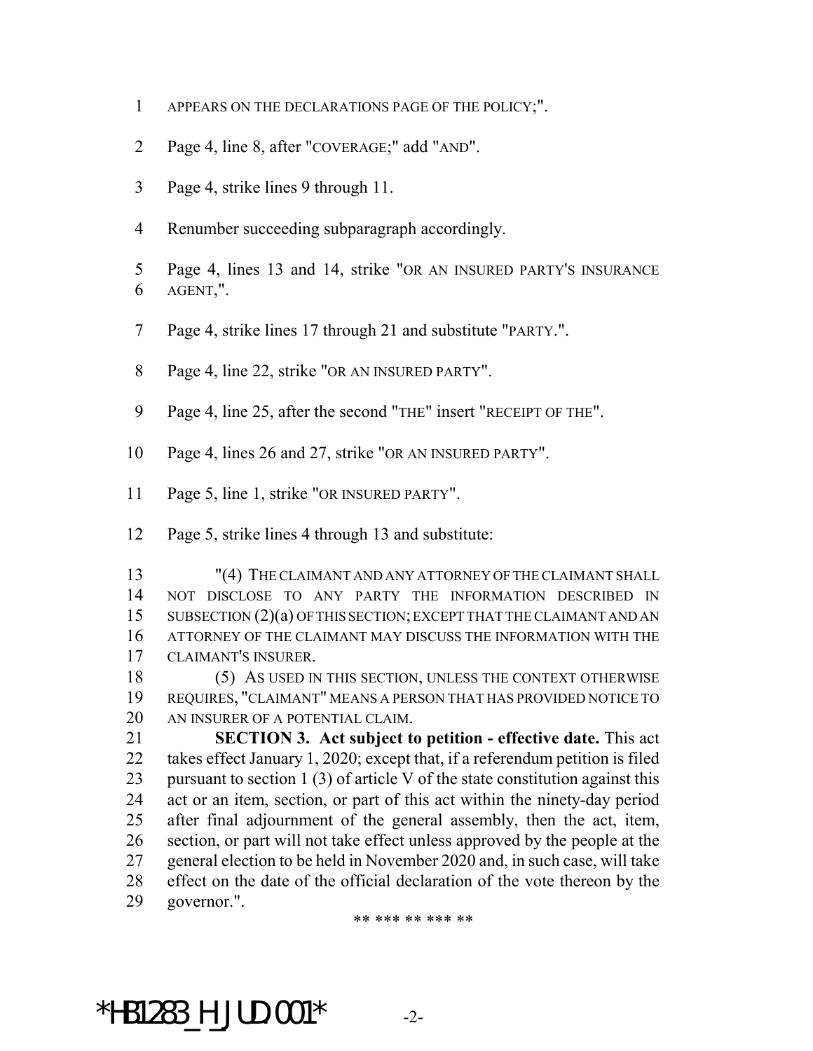APPEARS ON THE DECLARATIONS PAGE OF THE POLICY;".

Page 4, line 8, after "COVERAGE;" add "AND".

Page 4, strike lines 9 through 11.

Renumber succeeding subparagraph accordingly.

Page 4, lines 13 and 14, strike "OR AN INSURED PARTY'S INSURANCE AGENT,".

Page 4, strike lines 17 through 21 and substitute "PARTY.".

Page 4, line 22, strike "OR AN INSURED PARTY".

Page 4, line 25, after the second "THE" insert "RECEIPT OF THE".

Page 4, lines 26 and 27, strike "OR AN INSURED PARTY".

Page 5, line 1, strike "OR INSURED PARTY".

Page 5, strike lines 4 through 13 and substitute:

"(4) THE CLAIMANT AND ANY ATTORNEY OF THE CLAIMANT SHALL NOT DISCLOSE TO ANY PARTY THE INFORMATION DESCRIBED IN SUBSECTION (2)(a) OF THIS SECTION; EXCEPT THAT THE CLAIMANT AND AN ATTORNEY OF THE CLAIMANT MAY DISCUSS THE INFORMATION WITH THE CLAIMANT'S INSURER.

(5) AS USED IN THIS SECTION, UNLESS THE CONTEXT OTHERWISE REQUIRES, "CLAIMANT" MEANS A PERSON THAT HAS PROVIDED NOTICE TO AN INSURER OF A POTENTIAL CLAIM.

**SECTION 3. Act subject to petition - effective date.** This act takes effect January 1, 2020; except that, if a referendum petition is filed pursuant to section 1 (3) of article V of the state constitution against this act or an item, section, or part of this act within the ninety-day period after final adjournment of the general assembly, then the act, item, section, or part will not take effect unless approved by the people at the general election to be held in November 2020 and, in such case, will take effect on the date of the official declaration of the vote thereon by the governor.".

** *** ** *** **

*HB1283_H_JUD.001*